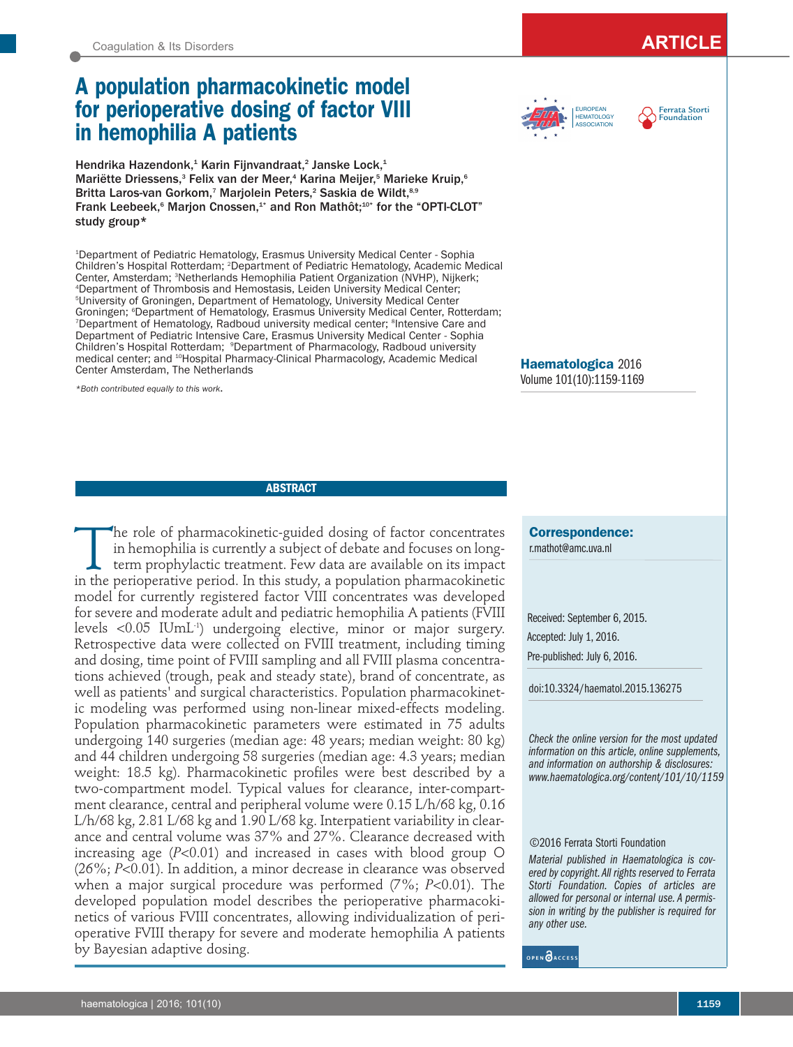Coagulation & Its Disorders

ARTICLE

# A population pharmacokinetic model for perioperative dosing of factor VIII in hemophilia A patients

Hendrika Hazendonk,[1] Karin Fijnvandraat,[2] Janske Lock,[1] Mariëtte Driessens,[3] Felix van der Meer,[4] Karina Meijer,[5] Marieke Kruip,[6] Britta Laros-van Gorkom,[7] Marjolein Peters,[2] Saskia de Wildt,[8,9] Frank Leebeek,[6] Marjon Cnossen,[1*] and Ron Mathôt;[10*] for the "OPTI-CLOT" study group*

[1]Department of Pediatric Hematology, Erasmus University Medical Center - Sophia Children's Hospital Rotterdam; [2]Department of Pediatric Hematology, Academic Medical Center, Amsterdam; [3]Netherlands Hemophilia Patient Organization (NVHP), Nijkerk; [4]Department of Thrombosis and Hemostasis, Leiden University Medical Center; [5]University of Groningen, Department of Hematology, University Medical Center Groningen; [6]Department of Hematology, Erasmus University Medical Center, Rotterdam; [7]Department of Hematology, Radboud university medical center; [8]Intensive Care and Department of Pediatric Intensive Care, Erasmus University Medical Center - Sophia Children's Hospital Rotterdam; [9]Department of Pharmacology, Radboud university medical center; and [10]Hospital Pharmacy-Clinical Pharmacology, Academic Medical Center Amsterdam, The Netherlands

*Both contributed equally to this work.

Haematologica 2016
Volume 101(10):1159-1169

## ABSTRACT

The role of pharmacokinetic-guided dosing of factor concentrates in hemophilia is currently a subject of debate and focuses on long-term prophylactic treatment. Few data are available on its impact in the perioperative period. In this study, a population pharmacokinetic model for currently registered factor VIII concentrates was developed for severe and moderate adult and pediatric hemophilia A patients (FVIII levels <0.05 IUmL$^{-1}$) undergoing elective, minor or major surgery. Retrospective data were collected on FVIII treatment, including timing and dosing, time point of FVIII sampling and all FVIII plasma concentrations achieved (trough, peak and steady state), brand of concentrate, as well as patients' and surgical characteristics. Population pharmacokinetic modeling was performed using non-linear mixed-effects modeling. Population pharmacokinetic parameters were estimated in 75 adults undergoing 140 surgeries (median age: 48 years; median weight: 80 kg) and 44 children undergoing 58 surgeries (median age: 4.3 years; median weight: 18.5 kg). Pharmacokinetic profiles were best described by a two-compartment model. Typical values for clearance, inter-compartment clearance, central and peripheral volume were 0.15 L/h/68 kg, 0.16 L/h/68 kg, 2.81 L/68 kg and 1.90 L/68 kg. Interpatient variability in clearance and central volume was 37% and 27%. Clearance decreased with increasing age (*P*<0.01) and increased in cases with blood group O (26%; *P*<0.01). In addition, a minor decrease in clearance was observed when a major surgical procedure was performed (7%; *P*<0.01). The developed population model describes the perioperative pharmacokinetics of various FVIII concentrates, allowing individualization of perioperative FVIII therapy for severe and moderate hemophilia A patients by Bayesian adaptive dosing.

**Correspondence:**
r.mathot@amc.uva.nl

Received: September 6, 2015.
Accepted: July 1, 2016.
Pre-published: July 6, 2016.

doi:10.3324/haematol.2015.136275

*Check the online version for the most updated information on this article, online supplements, and information on authorship & disclosures: www.haematologica.org/content/101/10/1159*

©2016 Ferrata Storti Foundation

*Material published in Haematologica is covered by copyright. All rights reserved to Ferrata Storti Foundation. Copies of articles are allowed for personal or internal use. A permission in writing by the publisher is required for any other use.*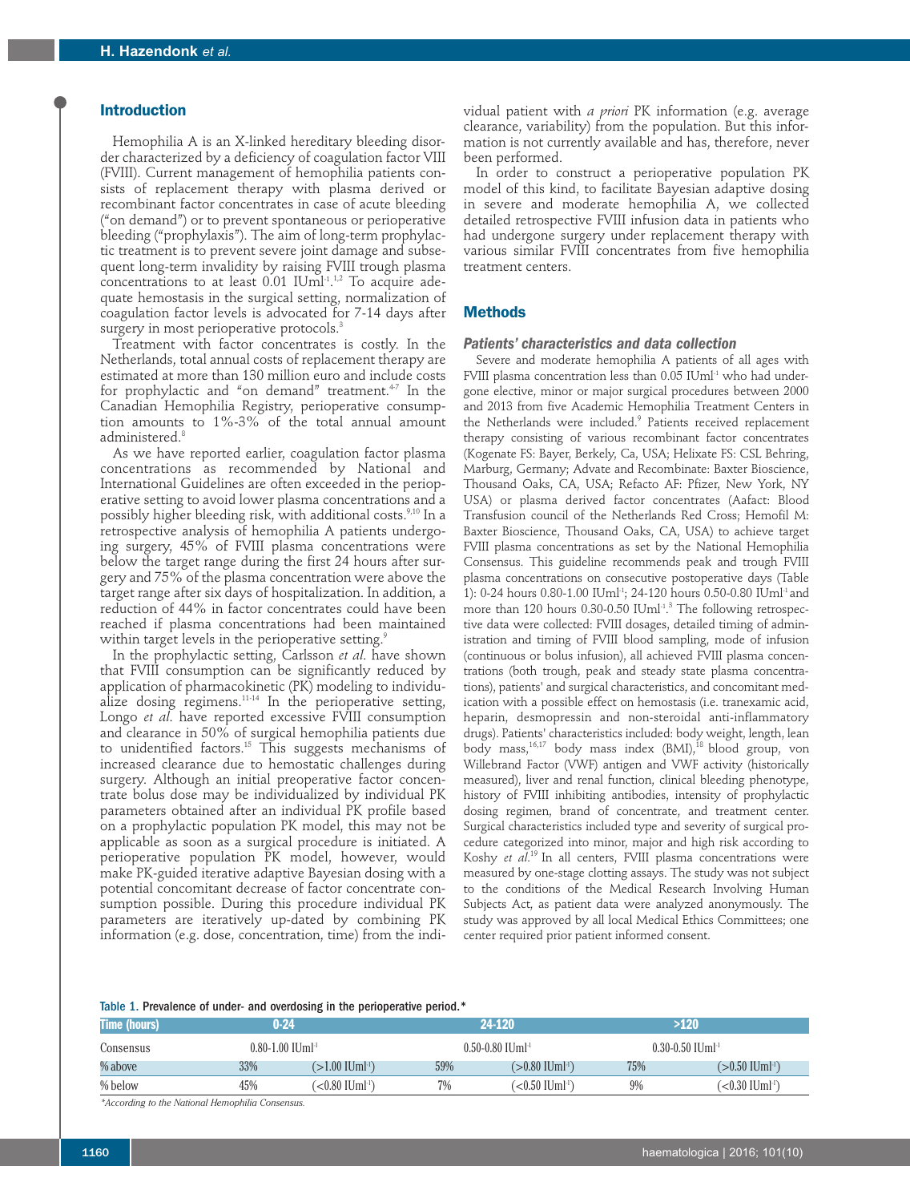## Introduction

Hemophilia A is an X-linked hereditary bleeding disorder characterized by a deficiency of coagulation factor VIII (FVIII). Current management of hemophilia patients consists of replacement therapy with plasma derived or recombinant factor concentrates in case of acute bleeding ("on demand") or to prevent spontaneous or perioperative bleeding ("prophylaxis"). The aim of long-term prophylactic treatment is to prevent severe joint damage and subsequent long-term invalidity by raising FVIII trough plasma concentrations to at least 0.01 IUml$^{-1}$.[1,2] To acquire adequate hemostasis in the surgical setting, normalization of coagulation factor levels is advocated for 7-14 days after surgery in most perioperative protocols.[3]

Treatment with factor concentrates is costly. In the Netherlands, total annual costs of replacement therapy are estimated at more than 130 million euro and include costs for prophylactic and "on demand" treatment.[4-7] In the Canadian Hemophilia Registry, perioperative consumption amounts to 1%-3% of the total annual amount administered.[8]

As we have reported earlier, coagulation factor plasma concentrations as recommended by National and International Guidelines are often exceeded in the perioperative setting to avoid lower plasma concentrations and a possibly higher bleeding risk, with additional costs.[9,10] In a retrospective analysis of hemophilia A patients undergoing surgery, 45% of FVIII plasma concentrations were below the target range during the first 24 hours after surgery and 75% of the plasma concentration were above the target range after six days of hospitalization. In addition, a reduction of 44% in factor concentrates could have been reached if plasma concentrations had been maintained within target levels in the perioperative setting.[9]

In the prophylactic setting, Carlsson *et al.* have shown that FVIII consumption can be significantly reduced by application of pharmacokinetic (PK) modeling to individualize dosing regimens.[11-14] In the perioperative setting, Longo *et al.* have reported excessive FVIII consumption and clearance in 50% of surgical hemophilia patients due to unidentified factors.[15] This suggests mechanisms of increased clearance due to hemostatic challenges during surgery. Although an initial preoperative factor concentrate bolus dose may be individualized by individual PK parameters obtained after an individual PK profile based on a prophylactic population PK model, this may not be applicable as soon as a surgical procedure is initiated. A perioperative population PK model, however, would make PK-guided iterative adaptive Bayesian dosing with a potential concomitant decrease of factor concentrate consumption possible. During this procedure individual PK parameters are iteratively up-dated by combining PK information (e.g. dose, concentration, time) from the individual patient with *a priori* PK information (e.g. average clearance, variability) from the population. But this information is not currently available and has, therefore, never been performed.

In order to construct a perioperative population PK model of this kind, to facilitate Bayesian adaptive dosing in severe and moderate hemophilia A, we collected detailed retrospective FVIII infusion data in patients who had undergone surgery under replacement therapy with various similar FVIII concentrates from five hemophilia treatment centers.

## Methods

### Patients' characteristics and data collection

Severe and moderate hemophilia A patients of all ages with FVIII plasma concentration less than 0.05 IUml$^{-1}$ who had undergone elective, minor or major surgical procedures between 2000 and 2013 from five Academic Hemophilia Treatment Centers in the Netherlands were included.[9] Patients received replacement therapy consisting of various recombinant factor concentrates (Kogenate FS: Bayer, Berkely, Ca, USA; Helixate FS: CSL Behring, Marburg, Germany; Advate and Recombinate: Baxter Bioscience, Thousand Oaks, CA, USA; Refacto AF: Pfizer, New York, NY USA) or plasma derived factor concentrates (Aafact: Blood Transfusion council of the Netherlands Red Cross; Hemofil M: Baxter Bioscience, Thousand Oaks, CA, USA) to achieve target FVIII plasma concentrations as set by the National Hemophilia Consensus. This guideline recommends peak and trough FVIII plasma concentrations on consecutive postoperative days (Table 1): 0-24 hours 0.80-1.00 IUml$^{-1}$; 24-120 hours 0.50-0.80 IUml$^{-1}$ and more than 120 hours 0.30-0.50 IUml$^{-1}$.[3] The following retrospective data were collected: FVIII dosages, detailed timing of administration and timing of FVIII blood sampling, mode of infusion (continuous or bolus infusion), all achieved FVIII plasma concentrations (both trough, peak and steady state plasma concentrations), patients' and surgical characteristics, and concomitant medication with a possible effect on hemostasis (i.e. tranexamic acid, heparin, desmopressin and non-steroidal anti-inflammatory drugs). Patients' characteristics included: body weight, length, lean body mass,[16,17] body mass index (BMI),[18] blood group, von Willebrand Factor (VWF) antigen and VWF activity (historically measured), liver and renal function, clinical bleeding phenotype, history of FVIII inhibiting antibodies, intensity of prophylactic dosing regimen, brand of concentrate, and treatment center. Surgical characteristics included type and severity of surgical procedure categorized into minor, major and high risk according to Koshy *et al.*[19] In all centers, FVIII plasma concentrations were measured by one-stage clotting assays. The study was not subject to the conditions of the Medical Research Involving Human Subjects Act, as patient data were analyzed anonymously. The study was approved by all local Medical Ethics Committees; one center required prior patient informed consent.

**Table 1. Prevalence of under- and overdosing in the perioperative period.***

| Time (hours) | 0-24 | | 24-120 | | >120 | |
|---|---|---|---|---|---|---|
| Consensus | 0.80-1.00 IUml$^{-1}$ | | 0.50-0.80 IUml$^{-1}$ | | 0.30-0.50 IUml$^{-1}$ | |
| % above | 33% | (>1.00 IUml$^{-1}$) | 59% | (>0.80 IUml$^{-1}$) | 75% | (>0.50 IUml$^{-1}$) |
| % below | 45% | (<0.80 IUml$^{-1}$) | 7% | (<0.50 IUml$^{-1}$) | 9% | (<0.30 IUml$^{-1}$) |

*According to the National Hemophilia Consensus.*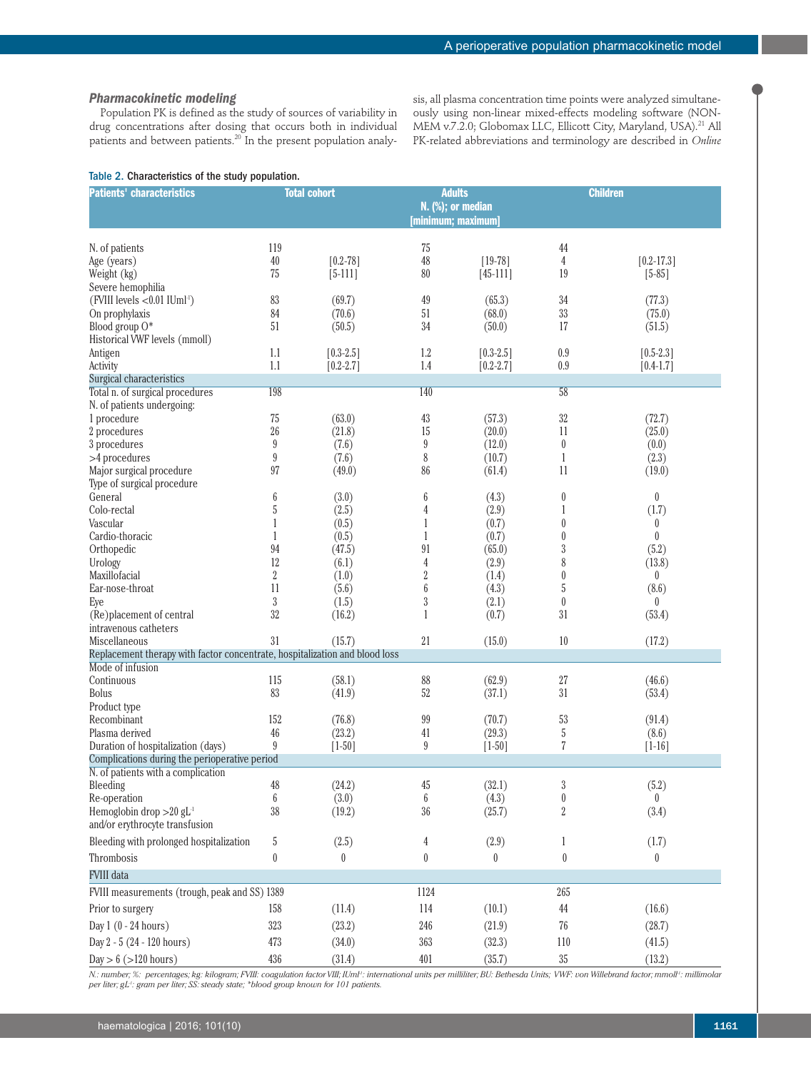### *Pharmacokinetic modeling*

Population PK is defined as the study of sources of variability in drug concentrations after dosing that occurs both in individual patients and between patients.[20] In the present population analysis, all plasma concentration time points were analyzed simultaneously using non-linear mixed-effects modeling software (NONMEM v.7.2.0; Globomax LLC, Ellicott City, Maryland, USA).[21] All PK-related abbreviations and terminology are described in *Online*

**Table 2. Characteristics of the study population.**

| Patients' characteristics | Total cohort | | Adults N. (%); or median [minimum; maximum] | | Children | |
|---|---|---|---|---|---|---|
| N. of patients | 119 | | 75 | | 44 | |
| Age (years) | 40 | [0.2-78] | 48 | [19-78] | 4 | [0.2-17.3] |
| Weight (kg) | 75 | [5-111] | 80 | [45-111] | 19 | [5-85] |
| Severe hemophilia (FVIII levels <0.01 IUml$^{-1}$) | 83 | (69.7) | 49 | (65.3) | 34 | (77.3) |
| On prophylaxis | 84 | (70.6) | 51 | (68.0) | 33 | (75.0) |
| Blood group O* | 51 | (50.5) | 34 | (50.0) | 17 | (51.5) |
| Historical VWF levels (mmoll) | | | | | | |
| Antigen | 1.1 | [0.3-2.5] | 1.2 | [0.3-2.5] | 0.9 | [0.5-2.3] |
| Activity | 1.1 | [0.2-2.7] | 1.4 | [0.2-2.7] | 0.9 | [0.4-1.7] |
| **Surgical characteristics** | | | | | | |
| Total n. of surgical procedures | 198 | | 140 | | 58 | |
| N. of patients undergoing: | | | | | | |
| 1 procedure | 75 | (63.0) | 43 | (57.3) | 32 | (72.7) |
| 2 procedures | 26 | (21.8) | 15 | (20.0) | 11 | (25.0) |
| 3 procedures | 9 | (7.6) | 9 | (12.0) | 0 | (0.0) |
| >4 procedures | 9 | (7.6) | 8 | (10.7) | 1 | (2.3) |
| Major surgical procedure | 97 | (49.0) | 86 | (61.4) | 11 | (19.0) |
| Type of surgical procedure | | | | | | |
| General | 6 | (3.0) | 6 | (4.3) | 0 | 0 |
| Colo-rectal | 5 | (2.5) | 4 | (2.9) | 1 | (1.7) |
| Vascular | 1 | (0.5) | 1 | (0.7) | 0 | 0 |
| Cardio-thoracic | 1 | (0.5) | 1 | (0.7) | 0 | 0 |
| Orthopedic | 94 | (47.5) | 91 | (65.0) | 3 | (5.2) |
| Urology | 12 | (6.1) | 4 | (2.9) | 8 | (13.8) |
| Maxillofacial | 2 | (1.0) | 2 | (1.4) | 0 | 0 |
| Ear-nose-throat | 11 | (5.6) | 6 | (4.3) | 5 | (8.6) |
| Eye | 3 | (1.5) | 3 | (2.1) | 0 | 0 |
| (Re)placement of central intravenous catheters | 32 | (16.2) | 1 | (0.7) | 31 | (53.4) |
| Miscellaneous | 31 | (15.7) | 21 | (15.0) | 10 | (17.2) |
| **Replacement therapy with factor concentrate, hospitalization and blood loss** | | | | | | |
| Mode of infusion | | | | | | |
| Continuous | 115 | (58.1) | 88 | (62.9) | 27 | (46.6) |
| Bolus | 83 | (41.9) | 52 | (37.1) | 31 | (53.4) |
| Product type | | | | | | |
| Recombinant | 152 | (76.8) | 99 | (70.7) | 53 | (91.4) |
| Plasma derived | 46 | (23.2) | 41 | (29.3) | 5 | (8.6) |
| Duration of hospitalization (days) | 9 | [1-50] | 9 | [1-50] | 7 | [1-16] |
| **Complications during the perioperative period** | | | | | | |
| N. of patients with a complication | | | | | | |
| Bleeding | 48 | (24.2) | 45 | (32.1) | 3 | (5.2) |
| Re-operation | 6 | (3.0) | 6 | (4.3) | 0 | 0 |
| Hemoglobin drop >20 gL$^{-1}$ and/or erythrocyte transfusion | 38 | (19.2) | 36 | (25.7) | 2 | (3.4) |
| Bleeding with prolonged hospitalization | 5 | (2.5) | 4 | (2.9) | 1 | (1.7) |
| Thrombosis | 0 | 0 | 0 | 0 | 0 | 0 |
| **FVIII data** | | | | | | |
| FVIII measurements (trough, peak and SS) | 1389 | | 1124 | | 265 | |
| Prior to surgery | 158 | (11.4) | 114 | (10.1) | 44 | (16.6) |
| Day 1 (0 - 24 hours) | 323 | (23.2) | 246 | (21.9) | 76 | (28.7) |
| Day 2 - 5 (24 - 120 hours) | 473 | (34.0) | 363 | (32.3) | 110 | (41.5) |
| Day > 6 (>120 hours) | 436 | (31.4) | 401 | (35.7) | 35 | (13.2) |

*N.: number; %: percentages; kg: kilogram; FVIII: coagulation factor VIII; IUml$^{-1}$: international units per milliliter; BU: Bethesda Units; VWF: von Willebrand factor; mmol$^{-1}$: millimolar per liter; gL$^{-1}$: gram per liter; SS: steady state; \*blood group known for 101 patients.*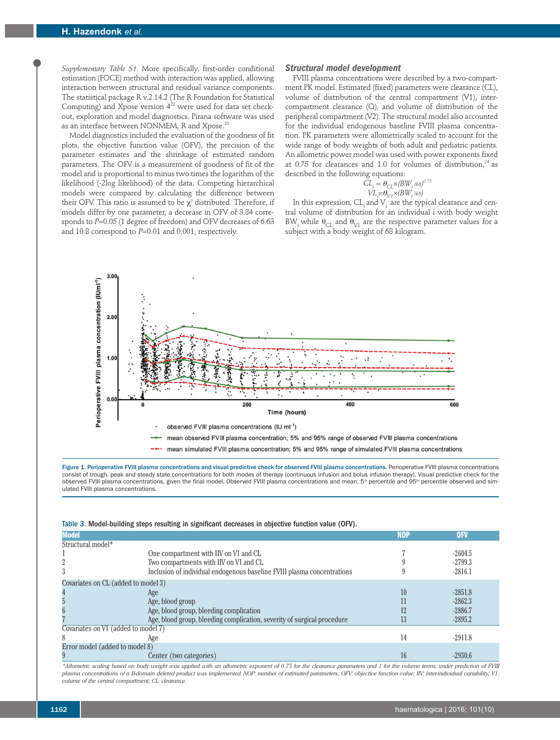*Supplementary Table S1*. More specifically, first-order conditional estimation (FOCE) method with interaction was applied, allowing interaction between structural and residual variance components. The statistical package R v.2.14.2 (The R Foundation for Statistical Computing) and Xpose version 4[22] were used for data set checkout, exploration and model diagnostics. Pirana software was used as an interface between NONMEM, R and Xpose.[23]

Model diagnostics included the evaluation of the goodness of fit plots, the objective function value (OFV), the precision of the parameter estimates and the shrinkage of estimated random parameters. The OFV is a measurement of goodness of fit of the model and is proportional to minus two times the logarithm of the likelihood (-2log likelihood) of the data. Competing hierarchical models were compared by calculating the difference between their OFV. This ratio is assumed to be $\chi^2$ distributed. Therefore, if models differ by one parameter, a decrease in OFV of 3.84 corresponds to $P$=0.05 (1 degree of freedom) and OFV decreases of 6.63 and 10.8 correspond to $P$=0.01 and 0.001, respectively.

### Structural model development

FVIII plasma concentrations were described by a two-compartment PK model. Estimated (fixed) parameters were clearance (CL), volume of distribution of the central compartment (V1), inter-compartment clearance (Q), and volume of distribution of the peripheral compartment (V2). The structural model also accounted for the individual endogenous baseline FVIII plasma concentration. PK parameters were allometrically scaled to account for the wide range of body weights of both adult and pediatric patients. An allometric power model was used with power exponents fixed at 0.75 for clearances and 1.0 for volumes of distribution,[24] as described in the following equations:

$$CL_i = \theta_{CL} \times (BW_i/68)^{0.75}$$
$$VL_i = \theta_{V1} \times (BW_i/68)$$

In this expression, $CL_i$ and $V_i$ are the typical clearance and central volume of distribution for an individual i with body weight $BW_i$ while $\theta_{CL}$ and $\theta_{V1}$ are the respective parameter values for a subject with a body weight of 68 kilogram.

**Figure 1. Perioperative FVIII plasma concentrations and visual predictive check for observed FVIII plasma concentrations.** Perioperative FVIII plasma concentrations consist of trough, peak and steady state concentrations for both modes of therapy (continuous infusion and bolus infusion therapy). Visual predictive check for the observed FVIII plasma concentrations, given the final model. Observed FVIII plasma concentrations and mean, 5th percentile and 95th percentile observed and simulated FVIII plasma concentrations.

**Table 3. Model-building steps resulting in significant decreases in objective function value (OFV).**

| Model | | NOP | OFV |
|---|---|---|---|
| Structural model* | | | |
| 1 | One compartment with IIV on V1 and CL | 7 | -2604.5 |
| 2 | Two compartments with IIV on V1 and CL | 9 | -2799.3 |
| 3 | Inclusion of individual endogenous baseline FVIII plasma concentrations | 9 | -2816.1 |
| Covariates on CL (added to model 3) | | | |
| 4 | Age | 10 | -2851.8 |
| 5 | Age, blood group | 11 | -2862.3 |
| 6 | Age, blood group, bleeding complication | 12 | -2886.7 |
| 7 | Age, blood group, bleeding complication, severity of surgical procedure | 13 | -2895.2 |
| Covariates on V1 (added to model 7) | | | |
| 8 | Age | 14 | -2911.8 |
| Error model (added to model 8) | | | |
| 9 | Center (two categories) | 16 | -2930.6 |

*Allometric scaling based on body weight was applied with an allometric exponent of 0.75 for the clearance parameters and 1 for the volume terms; under prediction of FVIII plasma concentrations of a B-domain deleted product was implemented. NOP: number of estimated parameters; OFV: objective function value; IIV: inter-individual variability; V1: volume of the central compartment; CL: clearance.*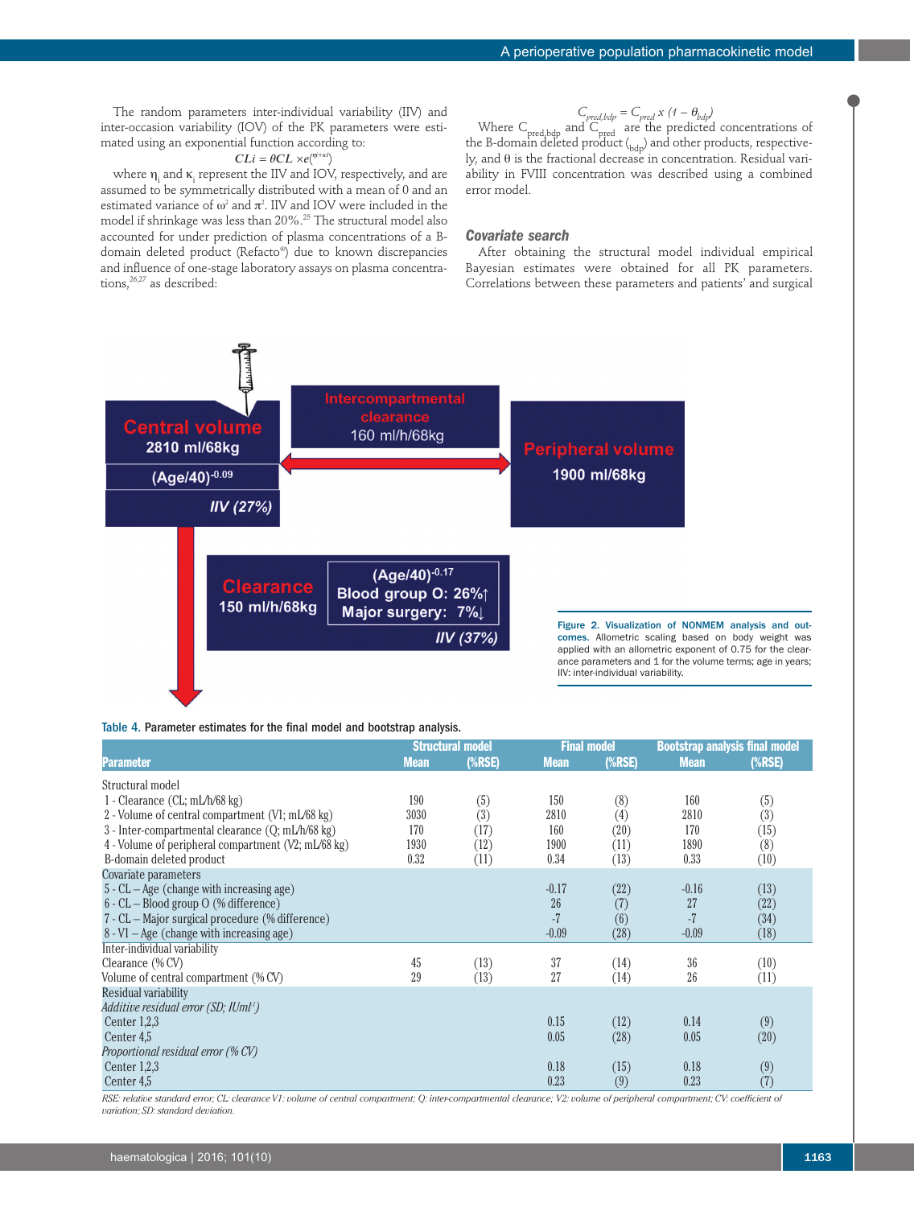The random parameters inter-individual variability (IIV) and inter-occasion variability (IOV) of the PK parameters were estimated using an exponential function according to:

$$CLi = \theta CL \times e^{(\eta i+\kappa i)}$$

where $\eta_i$ and $\kappa_i$ represent the IIV and IOV, respectively, and are assumed to be symmetrically distributed with a mean of 0 and an estimated variance of $\omega^2$ and $\pi^2$. IIV and IOV were included in the model if shrinkage was less than 20%.[25] The structural model also accounted for under prediction of plasma concentrations of a B-domain deleted product (Refacto®) due to known discrepancies and influence of one-stage laboratory assays on plasma concentrations,[26,27] as described:

$$C_{pred,bdp} = C_{pred} \times (1 - \theta_{bdp})$$

Where $C_{pred,bdp}$ and $C_{pred}$ are the predicted concentrations of the B-domain deleted product ($_{bdp}$) and other products, respectively, and $\theta$ is the fractional decrease in concentration. Residual variability in FVIII concentration was described using a combined error model.

### Covariate search

After obtaining the structural model individual empirical Bayesian estimates were obtained for all PK parameters. Correlations between these parameters and patients' and surgical

Central volume 2810 ml/68kg; (Age/40)$^{-0.09}$; IIV (27%)

Intercompartmental clearance 160 ml/h/68kg

Peripheral volume 1900 ml/68kg

Clearance 150 ml/h/68kg; (Age/40)$^{-0.17}$; Blood group O: 26%↑; Major surgery: 7%↓; IIV (37%)

**Figure 2. Visualization of NONMEM analysis and outcomes.** Allometric scaling based on body weight was applied with an allometric exponent of 0.75 for the clearance parameters and 1 for the volume terms; age in years; IIV: inter-individual variability.

**Table 4.** Parameter estimates for the final model and bootstrap analysis.

| Parameter | Structural model | | Final model | | Bootstrap analysis final model | |
|---|---|---|---|---|---|---|
| | Mean | (%RSE) | Mean | (%RSE) | Mean | (%RSE) |
| Structural model | | | | | | |
| 1 - Clearance (CL; mL/h/68 kg) | 190 | (5) | 150 | (8) | 160 | (5) |
| 2 - Volume of central compartment (V1; mL/68 kg) | 3030 | (3) | 2810 | (4) | 2810 | (3) |
| 3 - Inter-compartmental clearance (Q; mL/h/68 kg) | 170 | (17) | 160 | (20) | 170 | (15) |
| 4 - Volume of peripheral compartment (V2; mL/68 kg) | 1930 | (12) | 1900 | (11) | 1890 | (8) |
| B-domain deleted product | 0.32 | (11) | 0.34 | (13) | 0.33 | (10) |
| Covariate parameters | | | | | | |
| 5 - CL – Age (change with increasing age) | | | -0.17 | (22) | -0.16 | (13) |
| 6 - CL – Blood group O (% difference) | | | 26 | (7) | 27 | (22) |
| 7 - CL – Major surgical procedure (% difference) | | | -7 | (6) | -7 | (34) |
| 8 - V1 – Age (change with increasing age) | | | -0.09 | (28) | -0.09 | (18) |
| Inter-individual variability | | | | | | |
| Clearance (% CV) | 45 | (13) | 37 | (14) | 36 | (10) |
| Volume of central compartment (% CV) | 29 | (13) | 27 | (14) | 26 | (11) |
| Residual variability | | | | | | |
| *Additive residual error (SD; IUml⁻¹)* | | | | | | |
| Center 1,2,3 | | | 0.15 | (12) | 0.14 | (9) |
| Center 4,5 | | | 0.05 | (28) | 0.05 | (20) |
| *Proportional residual error (% CV)* | | | | | | |
| Center 1,2,3 | | | 0.18 | (15) | 0.18 | (9) |
| Center 4,5 | | | 0.23 | (9) | 0.23 | (7) |

*RSE: relative standard error; CL: clearance V1: volume of central compartment; Q: inter-compartmental clearance; V2: volume of peripheral compartment; CV: coefficient of variation; SD: standard deviation.*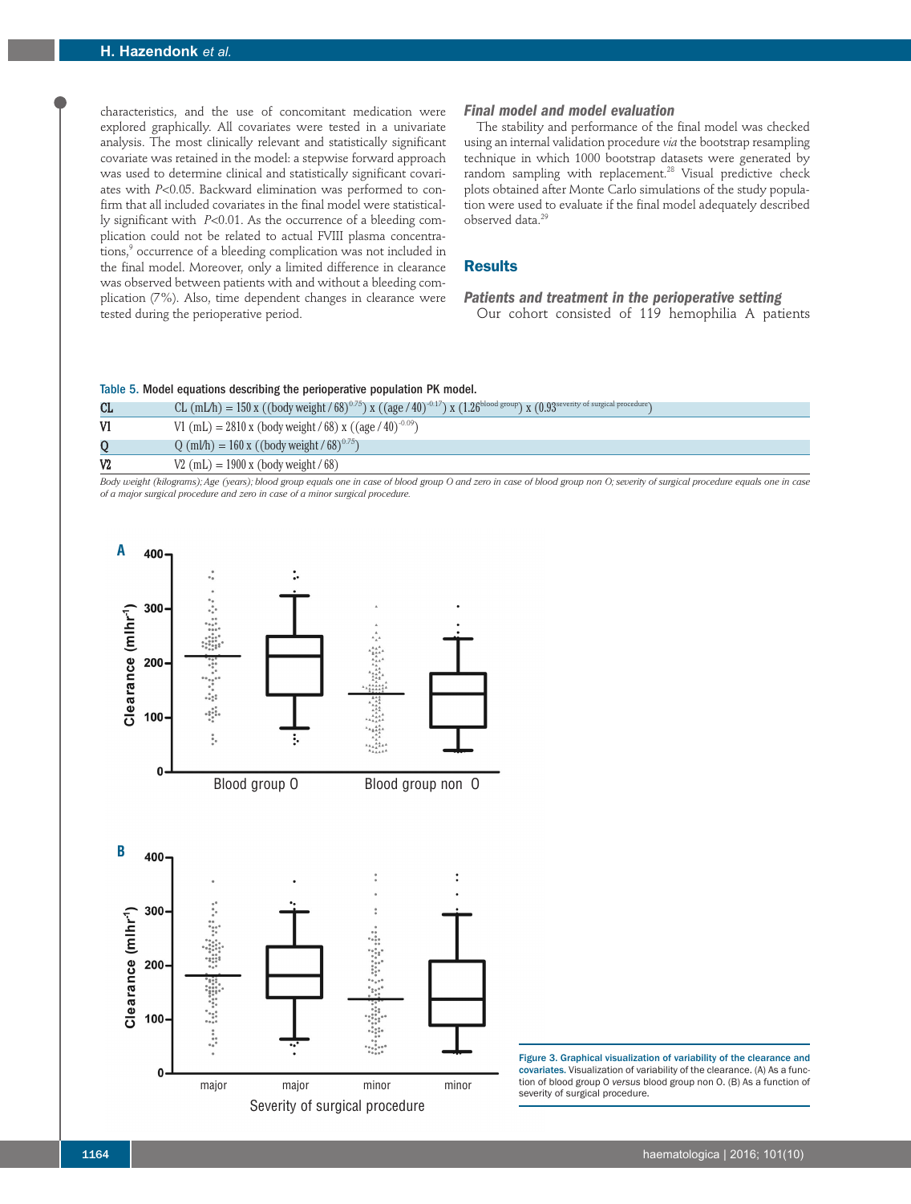characteristics, and the use of concomitant medication were explored graphically. All covariates were tested in a univariate analysis. The most clinically relevant and statistically significant covariate was retained in the model: a stepwise forward approach was used to determine clinical and statistically significant covariates with $P<0.05$. Backward elimination was performed to confirm that all included covariates in the final model were statistically significant with $P<0.01$. As the occurrence of a bleeding complication could not be related to actual FVIII plasma concentrations,[9] occurrence of a bleeding complication was not included in the final model. Moreover, only a limited difference in clearance was observed between patients with and without a bleeding complication (7%). Also, time dependent changes in clearance were tested during the perioperative period.

### *Final model and model evaluation*

The stability and performance of the final model was checked using an internal validation procedure *via* the bootstrap resampling technique in which 1000 bootstrap datasets were generated by random sampling with replacement.[28] Visual predictive check plots obtained after Monte Carlo simulations of the study population were used to evaluate if the final model adequately described observed data.[29]

## Results

### *Patients and treatment in the perioperative setting*

Our cohort consisted of 119 hemophilia A patients

**Table 5. Model equations describing the perioperative population PK model.**

| | |
|---|---|
| CL | CL (mL/h) = $150 \times ((\text{body weight}/68)^{0.75}) \times ((\text{age}/40)^{-0.17}) \times (1.26^{\text{blood group}}) \times (0.93^{\text{severity of surgical procedure}})$ |
| V1 | V1 (mL) = $2810 \times (\text{body weight}/68) \times ((\text{age}/40)^{-0.09})$ |
| Q | Q (ml/h) = $160 \times ((\text{body weight}/68)^{0.75})$ |
| V2 | V2 (mL) = $1900 \times (\text{body weight}/68)$ |

*Body weight (kilograms); Age (years); blood group equals one in case of blood group O and zero in case of blood group non O; severity of surgical procedure equals one in case of a major surgical procedure and zero in case of a minor surgical procedure.*

**Figure 3. Graphical visualization of variability of the clearance and covariates.** Visualization of variability of the clearance. (A) As a function of blood group O *versus* blood group non O. (B) As a function of severity of surgical procedure.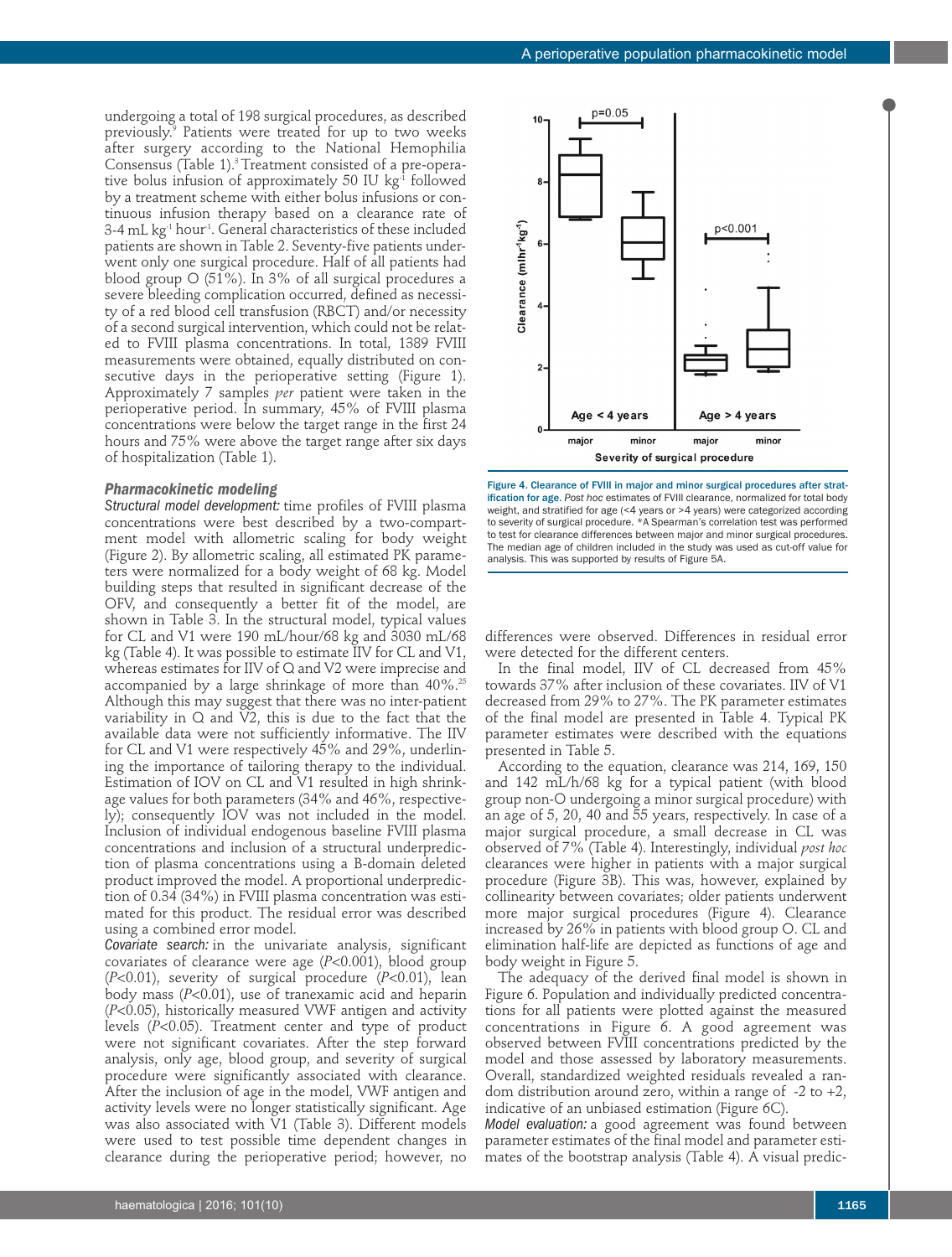undergoing a total of 198 surgical procedures, as described previously.[9] Patients were treated for up to two weeks after surgery according to the National Hemophilia Consensus (Table 1).[3] Treatment consisted of a pre-operative bolus infusion of approximately 50 IU $kg^{-1}$ followed by a treatment scheme with either bolus infusions or continuous infusion therapy based on a clearance rate of 3-4 mL $kg^{-1}$ $hour^{-1}$. General characteristics of these included patients are shown in Table 2. Seventy-five patients underwent only one surgical procedure. Half of all patients had blood group O (51%). In 3% of all surgical procedures a severe bleeding complication occurred, defined as necessity of a red blood cell transfusion (RBCT) and/or necessity of a second surgical intervention, which could not be related to FVIII plasma concentrations. In total, 1389 FVIII measurements were obtained, equally distributed on consecutive days in the perioperative setting (Figure 1). Approximately 7 samples *per* patient were taken in the perioperative period. In summary, 45% of FVIII plasma concentrations were below the target range in the first 24 hours and 75% were above the target range after six days of hospitalization (Table 1).

### Pharmacokinetic modeling

*Structural model development:* time profiles of FVIII plasma concentrations were best described by a two-compartment model with allometric scaling for body weight (Figure 2). By allometric scaling, all estimated PK parameters were normalized for a body weight of 68 kg. Model building steps that resulted in significant decrease of the OFV, and consequently a better fit of the model, are shown in Table 3. In the structural model, typical values for CL and V1 were 190 mL/hour/68 kg and 3030 mL/68 kg (Table 4). It was possible to estimate IIV for CL and V1, whereas estimates for IIV of Q and V2 were imprecise and accompanied by a large shrinkage of more than 40%.[25] Although this may suggest that there was no inter-patient variability in Q and V2, this is due to the fact that the available data were not sufficiently informative. The IIV for CL and V1 were respectively 45% and 29%, underlining the importance of tailoring therapy to the individual. Estimation of IOV on CL and V1 resulted in high shrinkage values for both parameters (34% and 46%, respectively); consequently IOV was not included in the model. Inclusion of individual endogenous baseline FVIII plasma concentrations and inclusion of a structural underprediction of plasma concentrations using a B-domain deleted product improved the model. A proportional underprediction of 0.34 (34%) in FVIII plasma concentration was estimated for this product. The residual error was described using a combined error model.

*Covariate search:* in the univariate analysis, significant covariates of clearance were age ($P<0.001$), blood group ($P<0.01$), severity of surgical procedure ($P<0.01$), lean body mass ($P<0.01$), use of tranexamic acid and heparin ($P<0.05$), historically measured VWF antigen and activity levels ($P<0.05$). Treatment center and type of product were not significant covariates. After the step forward analysis, only age, blood group, and severity of surgical procedure were significantly associated with clearance. After the inclusion of age in the model, VWF antigen and activity levels were no longer statistically significant. Age was also associated with V1 (Table 3). Different models were used to test possible time dependent changes in clearance during the perioperative period; however, no differences were observed. Differences in residual error were detected for the different centers.

In the final model, IIV of CL decreased from 45% towards 37% after inclusion of these covariates. IIV of V1 decreased from 29% to 27%. The PK parameter estimates of the final model are presented in Table 4. Typical PK parameter estimates were described with the equations presented in Table 5.

According to the equation, clearance was 214, 169, 150 and 142 mL/h/68 kg for a typical patient (with blood group non-O undergoing a minor surgical procedure) with an age of 5, 20, 40 and 55 years, respectively. In case of a major surgical procedure, a small decrease in CL was observed of 7% (Table 4). Interestingly, individual *post hoc* clearances were higher in patients with a major surgical procedure (Figure 3B). This was, however, explained by collinearity between covariates; older patients underwent more major surgical procedures (Figure 4). Clearance increased by 26% in patients with blood group O. CL and elimination half-life are depicted as functions of age and body weight in Figure 5.

**Figure 4. Clearance of FVIII in major and minor surgical procedures after stratification for age.** *Post hoc* estimates of FVIII clearance, normalized for total body weight, and stratified for age (<4 years or >4 years) were categorized according to severity of surgical procedure. *A Spearman's correlation test was performed to test for clearance differences between major and minor surgical procedures. The median age of children included in the study was used as cut-off value for analysis. This was supported by results of Figure 5A.

The adequacy of the derived final model is shown in Figure 6. Population and individually predicted concentrations for all patients were plotted against the measured concentrations in Figure 6. A good agreement was observed between FVIII concentrations predicted by the model and those assessed by laboratory measurements. Overall, standardized weighted residuals revealed a random distribution around zero, within a range of -2 to +2, indicative of an unbiased estimation (Figure 6C).

*Model evaluation:* a good agreement was found between parameter estimates of the final model and parameter estimates of the bootstrap analysis (Table 4). A visual predic-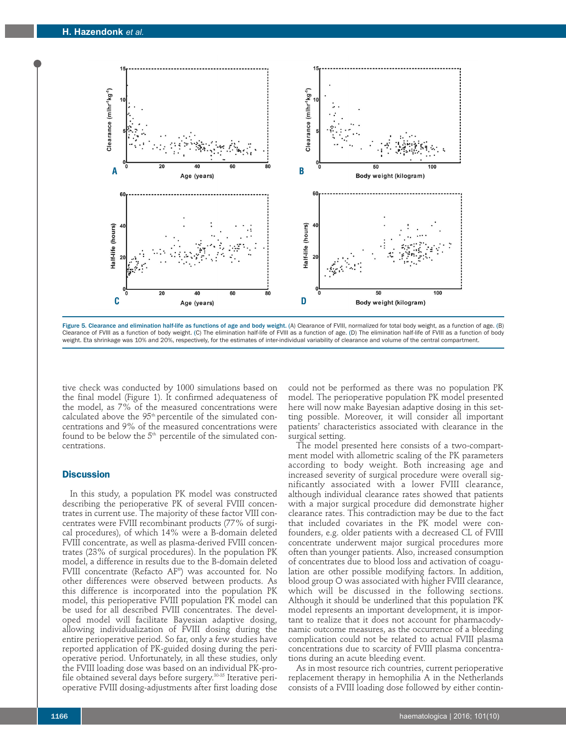Figure 5. Clearance and elimination half-life as functions of age and body weight. (A) Clearance of FVIII, normalized for total body weight, as a function of age. (B) Clearance of FVIII as a function of body weight. (C) The elimination half-life of FVIII as a function of age. (D) The elimination half-life of FVIII as a function of body weight. Eta shrinkage was 10% and 20%, respectively, for the estimates of inter-individual variability of clearance and volume of the central compartment.

tive check was conducted by 1000 simulations based on the final model (Figure 1). It confirmed adequateness of the model, as 7% of the measured concentrations were calculated above the 95th percentile of the simulated concentrations and 9% of the measured concentrations were found to be below the 5th percentile of the simulated concentrations.

## Discussion

In this study, a population PK model was constructed describing the perioperative PK of several FVIII concentrates in current use. The majority of these factor VIII concentrates were FVIII recombinant products (77% of surgical procedures), of which 14% were a B-domain deleted FVIII concentrate, as well as plasma-derived FVIII concentrates (23% of surgical procedures). In the population PK model, a difference in results due to the B-domain deleted FVIII concentrate (Refacto AF®) was accounted for. No other differences were observed between products. As this difference is incorporated into the population PK model, this perioperative FVIII population PK model can be used for all described FVIII concentrates. The developed model will facilitate Bayesian adaptive dosing, allowing individualization of FVIII dosing during the entire perioperative period. So far, only a few studies have reported application of PK-guided dosing during the perioperative period. Unfortunately, in all these studies, only the FVIII loading dose was based on an individual PK-profile obtained several days before surgery.[30-35] Iterative perioperative FVIII dosing-adjustments after first loading dose could not be performed as there was no population PK model. The perioperative population PK model presented here will now make Bayesian adaptive dosing in this setting possible. Moreover, it will consider all important patients' characteristics associated with clearance in the surgical setting.

The model presented here consists of a two-compartment model with allometric scaling of the PK parameters according to body weight. Both increasing age and increased severity of surgical procedure were overall significantly associated with a lower FVIII clearance, although individual clearance rates showed that patients with a major surgical procedure did demonstrate higher clearance rates. This contradiction may be due to the fact that included covariates in the PK model were confounders, e.g. older patients with a decreased CL of FVIII concentrate underwent major surgical procedures more often than younger patients. Also, increased consumption of concentrates due to blood loss and activation of coagulation are other possible modifying factors. In addition, blood group O was associated with higher FVIII clearance, which will be discussed in the following sections. Although it should be underlined that this population PK model represents an important development, it is important to realize that it does not account for pharmacodynamic outcome measures, as the occurrence of a bleeding complication could not be related to actual FVIII plasma concentrations due to scarcity of FVIII plasma concentrations during an acute bleeding event.

As in most resource rich countries, current perioperative replacement therapy in hemophilia A in the Netherlands consists of a FVIII loading dose followed by either contin-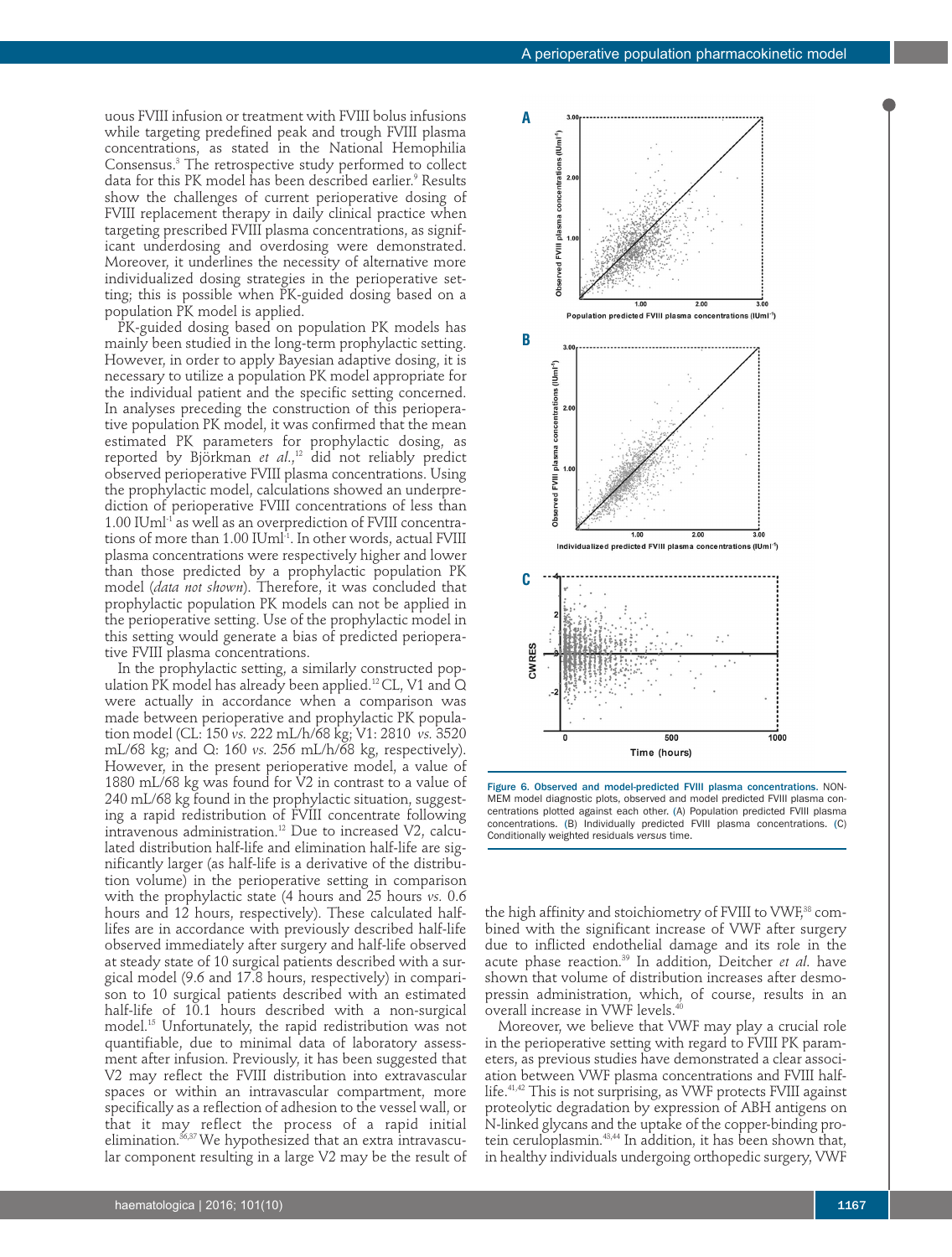uous FVIII infusion or treatment with FVIII bolus infusions while targeting predefined peak and trough FVIII plasma concentrations, as stated in the National Hemophilia Consensus.[3] The retrospective study performed to collect data for this PK model has been described earlier.[9] Results show the challenges of current perioperative dosing of FVIII replacement therapy in daily clinical practice when targeting prescribed FVIII plasma concentrations, as significant underdosing and overdosing were demonstrated. Moreover, it underlines the necessity of alternative more individualized dosing strategies in the perioperative setting; this is possible when PK-guided dosing based on a population PK model is applied.

PK-guided dosing based on population PK models has mainly been studied in the long-term prophylactic setting. However, in order to apply Bayesian adaptive dosing, it is necessary to utilize a population PK model appropriate for the individual patient and the specific setting concerned. In analyses preceding the construction of this perioperative population PK model, it was confirmed that the mean estimated PK parameters for prophylactic dosing, as reported by Björkman *et al.*,[12] did not reliably predict observed perioperative FVIII plasma concentrations. Using the prophylactic model, calculations showed an underprediction of perioperative FVIII concentrations of less than 1.00 $IUml^{-1}$ as well as an overprediction of FVIII concentrations of more than 1.00 $IUml^{-1}$. In other words, actual FVIII plasma concentrations were respectively higher and lower than those predicted by a prophylactic population PK model (*data not shown*). Therefore, it was concluded that prophylactic population PK models can not be applied in the perioperative setting. Use of the prophylactic model in this setting would generate a bias of predicted perioperative FVIII plasma concentrations.

In the prophylactic setting, a similarly constructed population PK model has already been applied.[12] CL, V1 and Q were actually in accordance when a comparison was made between perioperative and prophylactic PK population model (CL: 150 *vs.* 222 mL/h/68 kg; V1: 2810 *vs.* 3520 mL/68 kg; and Q: 160 *vs.* 256 mL/h/68 kg, respectively). However, in the present perioperative model, a value of 1880 mL/68 kg was found for V2 in contrast to a value of 240 mL/68 kg found in the prophylactic situation, suggesting a rapid redistribution of FVIII concentrate following intravenous administration.[12] Due to increased V2, calculated distribution half-life and elimination half-life are significantly larger (as half-life is a derivative of the distribution volume) in the perioperative setting in comparison with the prophylactic state (4 hours and 25 hours *vs.* 0.6 hours and 12 hours, respectively). These calculated half-lifes are in accordance with previously described half-life observed immediately after surgery and half-life observed at steady state of 10 surgical patients described with a surgical model (9.6 and 17.8 hours, respectively) in comparison to 10 surgical patients described with an estimated half-life of 10.1 hours described with a non-surgical model.[15] Unfortunately, the rapid redistribution was not quantifiable, due to minimal data of laboratory assessment after infusion. Previously, it has been suggested that V2 may reflect the FVIII distribution into extravascular spaces or within an intravascular compartment, more specifically as a reflection of adhesion to the vessel wall, or that it may reflect the process of a rapid initial elimination.[36,37] We hypothesized that an extra intravascular component resulting in a large V2 may be the result of the high affinity and stoichiometry of FVIII to VWF,[38] combined with the significant increase of VWF after surgery due to inflicted endothelial damage and its role in the acute phase reaction.[39] In addition, Deitcher *et al.* have shown that volume of distribution increases after desmopressin administration, which, of course, results in an overall increase in VWF levels.[40]

Moreover, we believe that VWF may play a crucial role in the perioperative setting with regard to FVIII PK parameters, as previous studies have demonstrated a clear association between VWF plasma concentrations and FVIII half-life.[41,42] This is not surprising, as VWF protects FVIII against proteolytic degradation by expression of ABH antigens on N-linked glycans and the uptake of the copper-binding protein ceruloplasmin.[43,44] In addition, it has been shown that, in healthy individuals undergoing orthopedic surgery, VWF

**Figure 6. Observed and model-predicted FVIII plasma concentrations.** NONMEM model diagnostic plots, observed and model predicted FVIII plasma concentrations plotted against each other. (A) Population predicted FVIII plasma concentrations. (B) Individually predicted FVIII plasma concentrations. (C) Conditionally weighted residuals *versus* time.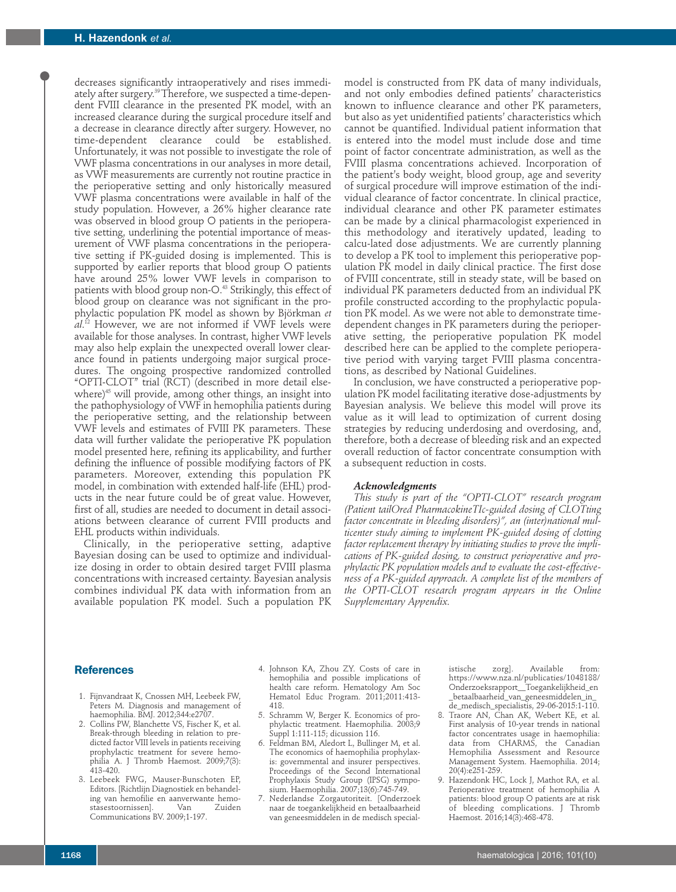decreases significantly intraoperatively and rises immediately after surgery.[39] Therefore, we suspected a time-dependent FVIII clearance in the presented PK model, with an increased clearance during the surgical procedure itself and a decrease in clearance directly after surgery. However, no time-dependent clearance could be established. Unfortunately, it was not possible to investigate the role of VWF plasma concentrations in our analyses in more detail, as VWF measurements are currently not routine practice in the perioperative setting and only historically measured VWF plasma concentrations were available in half of the study population. However, a 26% higher clearance rate was observed in blood group O patients in the perioperative setting, underlining the potential importance of measurement of VWF plasma concentrations in the perioperative setting if PK-guided dosing is implemented. This is supported by earlier reports that blood group O patients have around 25% lower VWF levels in comparison to patients with blood group non-O.[43] Strikingly, this effect of blood group on clearance was not significant in the prophylactic population PK model as shown by Björkman *et al.*[12] However, we are not informed if VWF levels were available for those analyses. In contrast, higher VWF levels may also help explain the unexpected overall lower clearance found in patients undergoing major surgical procedures. The ongoing prospective randomized controlled "OPTI-CLOT" trial (RCT) (described in more detail elsewhere)[45] will provide, among other things, an insight into the pathophysiology of VWF in hemophilia patients during the perioperative setting, and the relationship between VWF levels and estimates of FVIII PK parameters. These data will further validate the perioperative PK population model presented here, refining its applicability, and further defining the influence of possible modifying factors of PK parameters. Moreover, extending this population PK model, in combination with extended half-life (EHL) products in the near future could be of great value. However, first of all, studies are needed to document in detail associations between clearance of current FVIII products and EHL products within individuals.

Clinically, in the perioperative setting, adaptive Bayesian dosing can be used to optimize and individualize dosing in order to obtain desired target FVIII plasma concentrations with increased certainty. Bayesian analysis combines individual PK data with information from an available population PK model. Such a population PK model is constructed from PK data of many individuals, and not only embodies defined patients' characteristics known to influence clearance and other PK parameters, but also as yet unidentified patients' characteristics which cannot be quantified. Individual patient information that is entered into the model must include dose and time point of factor concentrate administration, as well as the FVIII plasma concentrations achieved. Incorporation of the patient's body weight, blood group, age and severity of surgical procedure will improve estimation of the individual clearance of factor concentrate. In clinical practice, individual clearance and other PK parameter estimates can be made by a clinical pharmacologist experienced in this methodology and iteratively updated, leading to calcu-lated dose adjustments. We are currently planning to develop a PK tool to implement this perioperative population PK model in daily clinical practice. The first dose of FVIII concentrate, still in steady state, will be based on individual PK parameters deducted from an individual PK profile constructed according to the prophylactic population PK model. As we were not able to demonstrate time-dependent changes in PK parameters during the perioperative setting, the perioperative population PK model described here can be applied to the complete perioperative period with varying target FVIII plasma concentrations, as described by National Guidelines.

In conclusion, we have constructed a perioperative population PK model facilitating iterative dose-adjustments by Bayesian analysis. We believe this model will prove its value as it will lead to optimization of current dosing strategies by reducing underdosing and overdosing, and, therefore, both a decrease of bleeding risk and an expected overall reduction of factor concentrate consumption with a subsequent reduction in costs.

#### *Acknowledgments*

*This study is part of the "OPTI-CLOT" research program (Patient tailOred PharmacokineTIc-guided dosing of CLOTting factor concentrate in bleeding disorders)", an (inter)national multicenter study aiming to implement PK-guided dosing of clotting factor replacement therapy by initiating studies to prove the implications of PK-guided dosing, to construct perioperative and prophylactic PK population models and to evaluate the cost-effectiveness of a PK-guided approach. A complete list of the members of the OPTI-CLOT research program appears in the Online Supplementary Appendix.*

## References

1. Fijnvandraat K, Cnossen MH, Leebeek FW, Peters M. Diagnosis and management of haemophilia. BMJ. 2012;344:e2707.
2. Collins PW, Blanchette VS, Fischer K, et al. Break-through bleeding in relation to predicted factor VIII levels in patients receiving prophylactic treatment for severe hemophilia A. J Thromb Haemost. 2009;7(3):413-420.
3. Leebeek FWG, Mauser-Bunschoten EP, Editors. [Richtlijn Diagnostiek en behandeling van hemofilie en aanverwante hemostasestoornissen]. Van Zuiden Communications BV. 2009;1-197.
4. Johnson KA, Zhou ZY. Costs of care in hemophilia and possible implications of health care reform. Hematology Am Soc Hematol Educ Program. 2011;2011:413-418.
5. Schramm W, Berger K. Economics of prophylactic treatment. Haemophilia. 2003;9 Suppl 1:111-115; dicussion 116.
6. Feldman BM, Aledort L, Bullinger M, et al. The economics of haemophilia prophylaxis: governmental and insurer perspectives. Proceedings of the Second International Prophylaxis Study Group (IPSG) symposium. Haemophilia. 2007;13(6):745-749.
7. Nederlandse Zorgautoriteit. [Onderzoek naar de toegankelijkheid en betaalbaarheid van geneesmiddelen in de medisch specialistische zorg]. Available from: https://www.nza.nl/publicaties/1048188/Onderzoeksrapport__Toegankelijkheid_en_betaalbaarheid_van_geneesmiddelen_in_de_medisch_specialistis, 29-06-2015:1-110.
8. Traore AN, Chan AK, Webert KE, et al. First analysis of 10-year trends in national factor concentrates usage in haemophilia: data from CHARMS, the Canadian Hemophilia Assessment and Resource Management System. Haemophilia. 2014;20(4):e251-259.
9. Hazendonk HC, Lock J, Mathot RA, et al. Perioperative treatment of hemophilia A patients: blood group O patients are at risk of bleeding complications. J Thromb Haemost. 2016;14(3):468-478.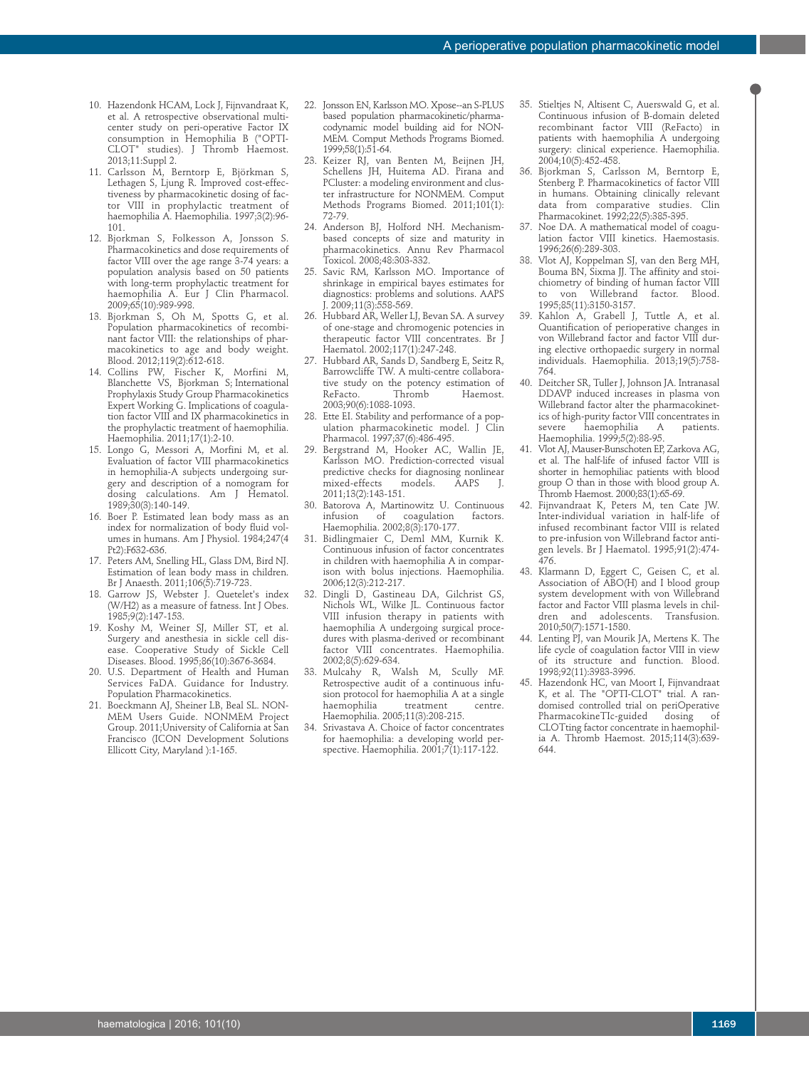10. Hazendonk HCAM, Lock J, Fijnvandraat K, et al. A retrospective observational multicenter study on peri-operative Factor IX consumption in Hemophilia B ("OPTI-CLOT" studies). J Thromb Haemost. 2013;11:Suppl 2.
11. Carlsson M, Berntorp E, Björkman S, Lethagen S, Ljung R. Improved cost-effectiveness by pharmacokinetic dosing of factor VIII in prophylactic treatment of haemophilia A. Haemophilia. 1997;3(2):96-101.
12. Bjorkman S, Folkesson A, Jonsson S. Pharmacokinetics and dose requirements of factor VIII over the age range 3-74 years: a population analysis based on 50 patients with long-term prophylactic treatment for haemophilia A. Eur J Clin Pharmacol. 2009;65(10):989-998.
13. Bjorkman S, Oh M, Spotts G, et al. Population pharmacokinetics of recombinant factor VIII: the relationships of pharmacokinetics to age and body weight. Blood. 2012;119(2):612-618.
14. Collins PW, Fischer K, Morfini M, Blanchette VS, Bjorkman S; International Prophylaxis Study Group Pharmacokinetics Expert Working G. Implications of coagulation factor VIII and IX pharmacokinetics in the prophylactic treatment of haemophilia. Haemophilia. 2011;17(1):2-10.
15. Longo G, Messori A, Morfini M, et al. Evaluation of factor VIII pharmacokinetics in hemophilia-A subjects undergoing surgery and description of a nomogram for dosing calculations. Am J Hematol. 1989;30(3):140-149.
16. Boer P. Estimated lean body mass as an index for normalization of body fluid volumes in humans. Am J Physiol. 1984;247(4 Pt2):F632-636.
17. Peters AM, Snelling HL, Glass DM, Bird NJ. Estimation of lean body mass in children. Br J Anaesth. 2011;106(5):719-723.
18. Garrow JS, Webster J. Quetelet's index (W/H2) as a measure of fatness. Int J Obes. 1985;9(2):147-153.
19. Koshy M, Weiner SJ, Miller ST, et al. Surgery and anesthesia in sickle cell disease. Cooperative Study of Sickle Cell Diseases. Blood. 1995;86(10):3676-3684.
20. U.S. Department of Health and Human Services FaDA. Guidance for Industry. Population Pharmacokinetics.
21. Boeckmann AJ, Sheiner LB, Beal SL. NONMEM Users Guide. NONMEM Project Group. 2011;University of California at San Francisco (ICON Development Solutions Ellicott City, Maryland ):1-165.
22. Jonsson EN, Karlsson MO. Xpose--an S-PLUS based population pharmacokinetic/pharmacodynamic model building aid for NONMEM. Comput Methods Programs Biomed. 1999;58(1):51-64.
23. Keizer RJ, van Benten M, Beijnen JH, Schellens JH, Huitema AD. Pirana and PCluster: a modeling environment and cluster infrastructure for NONMEM. Comput Methods Programs Biomed. 2011;101(1):72-79.
24. Anderson BJ, Holford NH. Mechanism-based concepts of size and maturity in pharmacokinetics. Annu Rev Pharmacol Toxicol. 2008;48:303-332.
25. Savic RM, Karlsson MO. Importance of shrinkage in empirical bayes estimates for diagnostics: problems and solutions. AAPS J. 2009;11(3):558-569.
26. Hubbard AR, Weller LJ, Bevan SA. A survey of one-stage and chromogenic potencies in therapeutic factor VIII concentrates. Br J Haematol. 2002;117(1):247-248.
27. Hubbard AR, Sands D, Sandberg E, Seitz R, Barrowcliffe TW. A multi-centre collaborative study on the potency estimation of ReFacto. Thromb Haemost. 2003;90(6):1088-1093.
28. Ette EI. Stability and performance of a population pharmacokinetic model. J Clin Pharmacol. 1997;37(6):486-495.
29. Bergstrand M, Hooker AC, Wallin JE, Karlsson MO. Prediction-corrected visual predictive checks for diagnosing nonlinear mixed-effects models. AAPS J. 2011;13(2):143-151.
30. Batorova A, Martinowitz U. Continuous infusion of coagulation factors. Haemophilia. 2002;8(3):170-177.
31. Bidlingmaier C, Deml MM, Kurnik K. Continuous infusion of factor concentrates in children with haemophilia A in comparison with bolus injections. Haemophilia. 2006;12(3):212-217.
32. Dingli D, Gastineau DA, Gilchrist GS, Nichols WL, Wilke JL. Continuous factor VIII infusion therapy in patients with haemophilia A undergoing surgical procedures with plasma-derived or recombinant factor VIII concentrates. Haemophilia. 2002;8(5):629-634.
33. Mulcahy R, Walsh M, Scully MF. Retrospective audit of a continuous infusion protocol for haemophilia A at a single haemophilia treatment centre. Haemophilia. 2005;11(3):208-215.
34. Srivastava A. Choice of factor concentrates for haemophilia: a developing world perspective. Haemophilia. 2001;7(1):117-122.
35. Stieltjes N, Altisent C, Auerswald G, et al. Continuous infusion of B-domain deleted recombinant factor VIII (ReFacto) in patients with haemophilia A undergoing surgery: clinical experience. Haemophilia. 2004;10(5):452-458.
36. Bjorkman S, Carlsson M, Berntorp E, Stenberg P. Pharmacokinetics of factor VIII in humans. Obtaining clinically relevant data from comparative studies. Clin Pharmacokinet. 1992;22(5):385-395.
37. Noe DA. A mathematical model of coagulation factor VIII kinetics. Haemostasis. 1996;26(6):289-303.
38. Vlot AJ, Koppelman SJ, van den Berg MH, Bouma BN, Sixma JJ. The affinity and stoichiometry of binding of human factor VIII to von Willebrand factor. Blood. 1995;85(11):3150-3157.
39. Kahlon A, Grabell J, Tuttle A, et al. Quantification of perioperative changes in von Willebrand factor and factor VIII during elective orthopaedic surgery in normal individuals. Haemophilia. 2013;19(5):758-764.
40. Deitcher SR, Tuller J, Johnson JA. Intranasal DDAVP induced increases in plasma von Willebrand factor alter the pharmacokinetics of high-purity factor VIII concentrates in severe haemophilia A patients. Haemophilia. 1999;5(2):88-95.
41. Vlot AJ, Mauser-Bunschoten EP, Zarkova AG, et al. The half-life of infused factor VIII is shorter in hemophiliac patients with blood group O than in those with blood group A. Thromb Haemost. 2000;83(1):65-69.
42. Fijnvandraat K, Peters M, ten Cate JW. Inter-individual variation in half-life of infused recombinant factor VIII is related to pre-infusion von Willebrand factor antigen levels. Br J Haematol. 1995;91(2):474-476.
43. Klarmann D, Eggert C, Geisen C, et al. Association of ABO(H) and I blood group system development with von Willebrand factor and Factor VIII plasma levels in children and adolescents. Transfusion. 2010;50(7):1571-1580.
44. Lenting PJ, van Mourik JA, Mertens K. The life cycle of coagulation factor VIII in view of its structure and function. Blood. 1998;92(11):3983-3996.
45. Hazendonk HC, van Moort I, Fijnvandraat K, et al. The "OPTI-CLOT" trial. A randomised controlled trial on periOperative PharmacokineTIc-guided dosing of CLOTting factor concentrate in haemophilia A. Thromb Haemost. 2015;114(3):639-644.